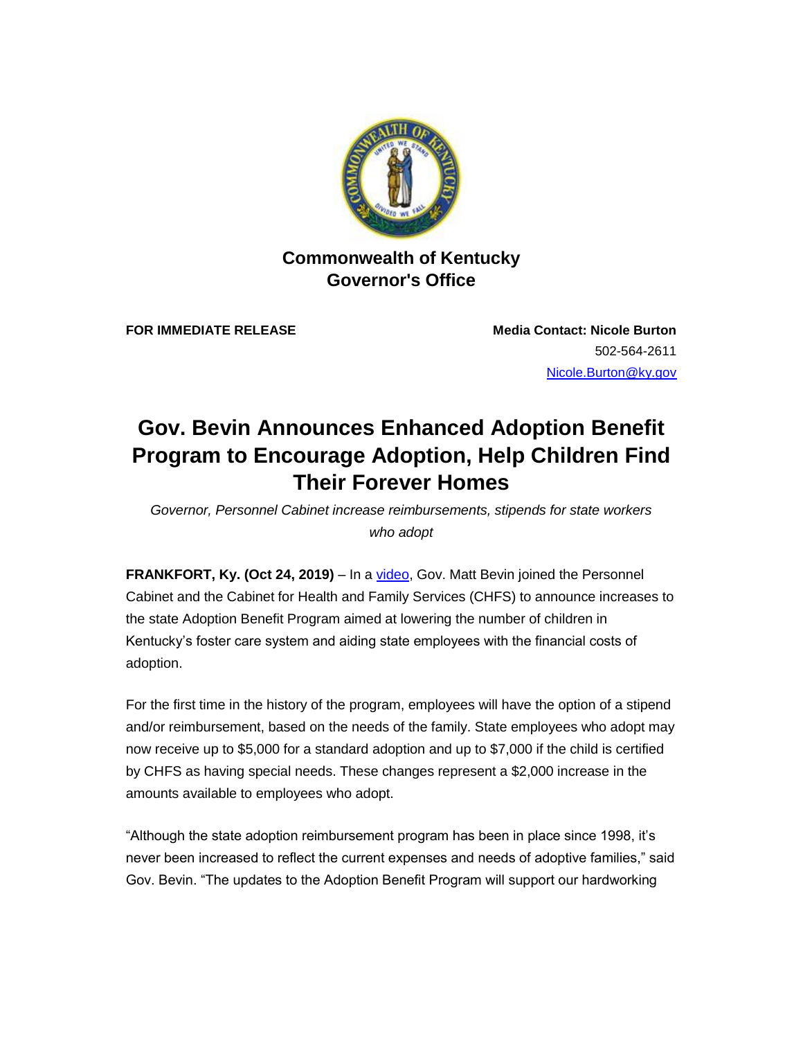**Commonwealth of Kentucky**
**Governor's Office**

**FOR IMMEDIATE RELEASE**

**Media Contact: Nicole Burton**
502-564-2611
Nicole.Burton@ky.gov

# Gov. Bevin Announces Enhanced Adoption Benefit Program to Encourage Adoption, Help Children Find Their Forever Homes

*Governor, Personnel Cabinet increase reimbursements, stipends for state workers who adopt*

**FRANKFORT, Ky. (Oct 24, 2019)** – In a video, Gov. Matt Bevin joined the Personnel Cabinet and the Cabinet for Health and Family Services (CHFS) to announce increases to the state Adoption Benefit Program aimed at lowering the number of children in Kentucky's foster care system and aiding state employees with the financial costs of adoption.

For the first time in the history of the program, employees will have the option of a stipend and/or reimbursement, based on the needs of the family. State employees who adopt may now receive up to $5,000 for a standard adoption and up to $7,000 if the child is certified by CHFS as having special needs. These changes represent a $2,000 increase in the amounts available to employees who adopt.

"Although the state adoption reimbursement program has been in place since 1998, it's never been increased to reflect the current expenses and needs of adoptive families," said Gov. Bevin. "The updates to the Adoption Benefit Program will support our hardworking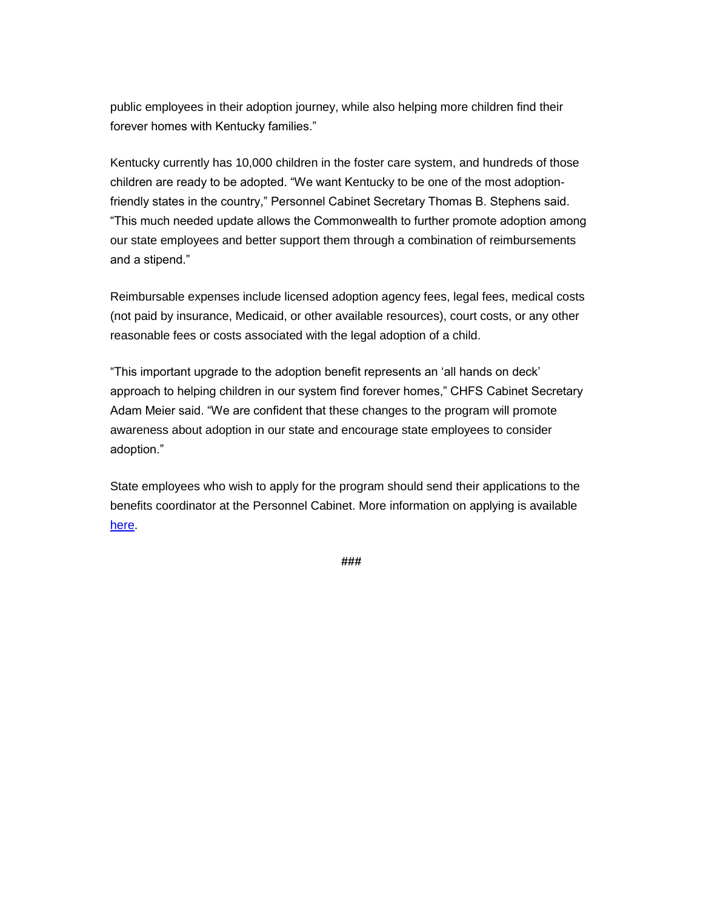public employees in their adoption journey, while also helping more children find their forever homes with Kentucky families."

Kentucky currently has 10,000 children in the foster care system, and hundreds of those children are ready to be adopted. "We want Kentucky to be one of the most adoption-friendly states in the country," Personnel Cabinet Secretary Thomas B. Stephens said. "This much needed update allows the Commonwealth to further promote adoption among our state employees and better support them through a combination of reimbursements and a stipend."

Reimbursable expenses include licensed adoption agency fees, legal fees, medical costs (not paid by insurance, Medicaid, or other available resources), court costs, or any other reasonable fees or costs associated with the legal adoption of a child.

"This important upgrade to the adoption benefit represents an 'all hands on deck' approach to helping children in our system find forever homes," CHFS Cabinet Secretary Adam Meier said. "We are confident that these changes to the program will promote awareness about adoption in our state and encourage state employees to consider adoption."

State employees who wish to apply for the program should send their applications to the benefits coordinator at the Personnel Cabinet. More information on applying is available here.

###